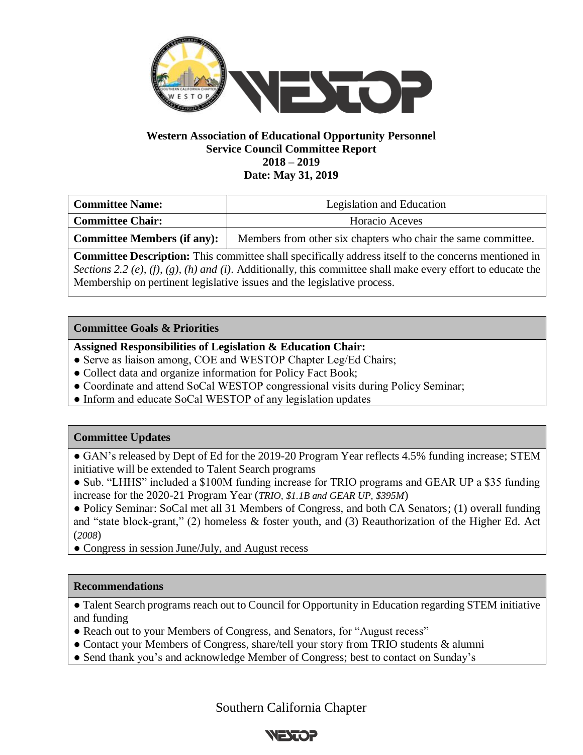**Western Association of Educational Opportunity Personnel**
**Service Council Committee Report**
**2018 – 2019**
**Date: May 31, 2019**

| **Committee Name:** | Legislation and Education |
|---|---|
| **Committee Chair:** | Horacio Aceves |
| **Committee Members (if any):** | Members from other six chapters who chair the same committee. |

**Committee Description:** This committee shall specifically address itself to the concerns mentioned in *Sections 2.2 (e), (f), (g), (h) and (i)*. Additionally, this committee shall make every effort to educate the Membership on pertinent legislative issues and the legislative process.

### Committee Goals & Priorities

**Assigned Responsibilities of Legislation & Education Chair:**

- Serve as liaison among, COE and WESTOP Chapter Leg/Ed Chairs;
- Collect data and organize information for Policy Fact Book;
- Coordinate and attend SoCal WESTOP congressional visits during Policy Seminar;
- Inform and educate SoCal WESTOP of any legislation updates

### Committee Updates

- GAN's released by Dept of Ed for the 2019-20 Program Year reflects 4.5% funding increase; STEM initiative will be extended to Talent Search programs
- Sub. "LHHS" included a $100M funding increase for TRIO programs and GEAR UP a $35 funding increase for the 2020-21 Program Year (*TRIO, $1.1B and GEAR UP, $395M*)
- Policy Seminar: SoCal met all 31 Members of Congress, and both CA Senators; (1) overall funding and "state block-grant," (2) homeless & foster youth, and (3) Reauthorization of the Higher Ed. Act (*2008*)
- Congress in session June/July, and August recess

### Recommendations

- Talent Search programs reach out to Council for Opportunity in Education regarding STEM initiative and funding
- Reach out to your Members of Congress, and Senators, for "August recess"
- Contact your Members of Congress, share/tell your story from TRIO students & alumni
- Send thank you's and acknowledge Member of Congress; best to contact on Sunday's

Southern California Chapter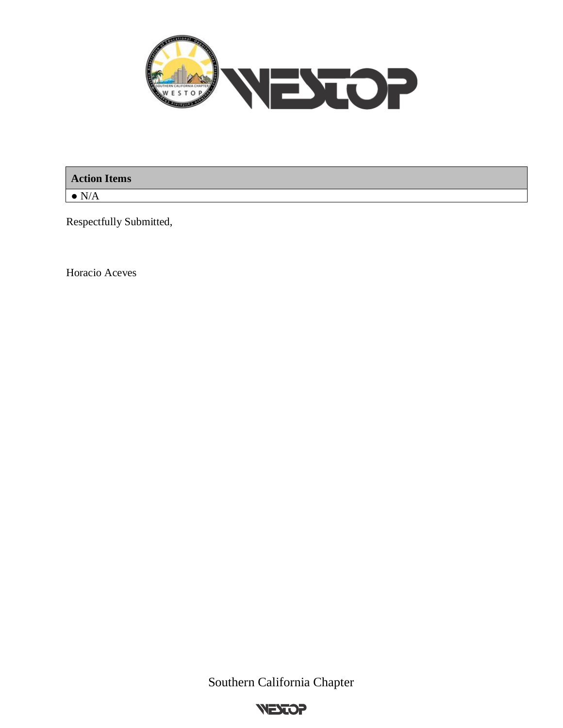| Action Items |
| --- |
| ● N/A |

Respectfully Submitted,

Horacio Aceves